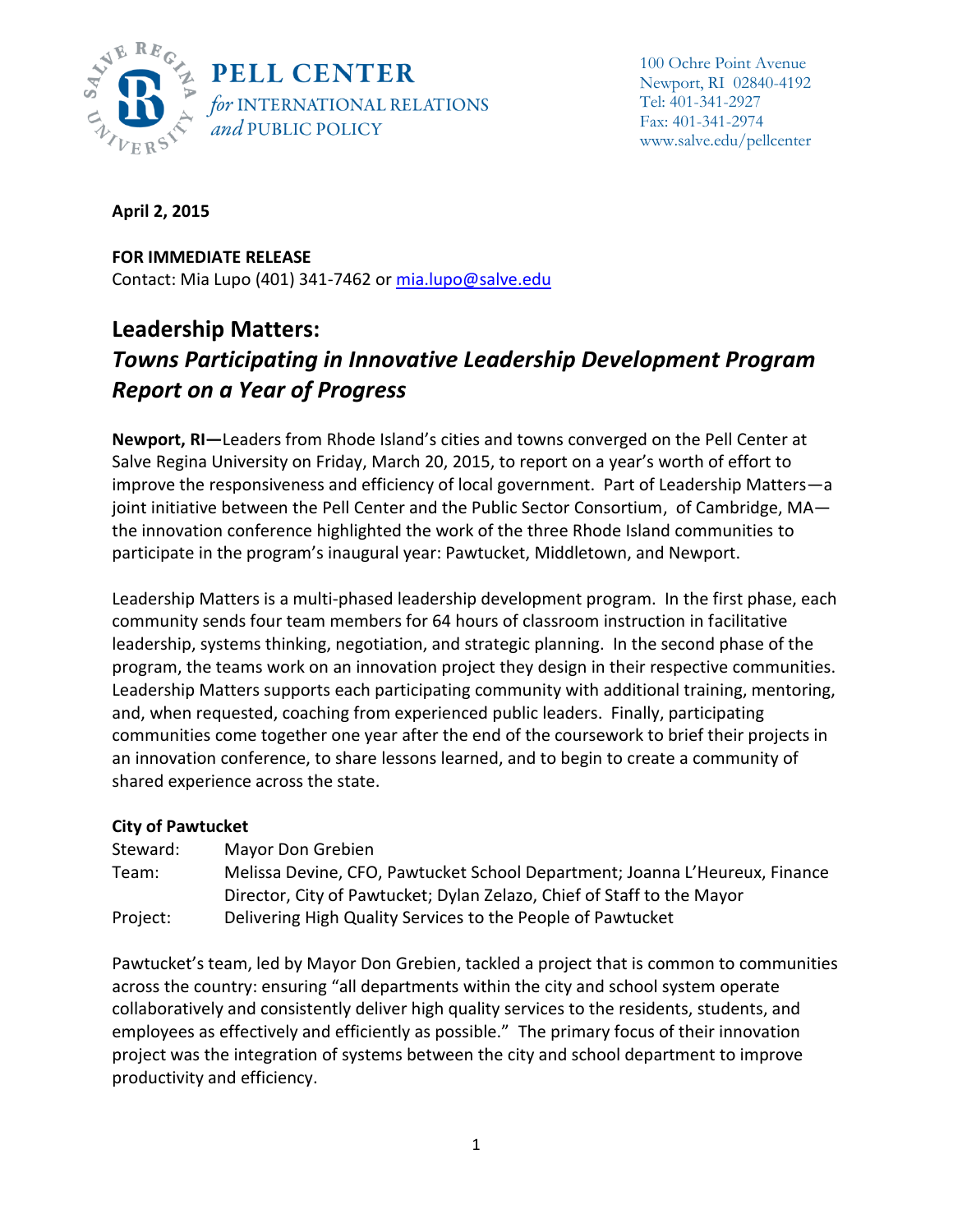**PELL CENTER**
*for* INTERNATIONAL RELATIONS
*and* PUBLIC POLICY

100 Ochre Point Avenue
Newport, RI 02840-4192
Tel: 401-341-2927
Fax: 401-341-2974
www.salve.edu/pellcenter

**April 2, 2015**

**FOR IMMEDIATE RELEASE**
Contact: Mia Lupo (401) 341-7462 or mia.lupo@salve.edu

# Leadership Matters:
## *Towns Participating in Innovative Leadership Development Program Report on a Year of Progress*

**Newport, RI—**Leaders from Rhode Island's cities and towns converged on the Pell Center at Salve Regina University on Friday, March 20, 2015, to report on a year's worth of effort to improve the responsiveness and efficiency of local government. Part of Leadership Matters—a joint initiative between the Pell Center and the Public Sector Consortium, of Cambridge, MA—the innovation conference highlighted the work of the three Rhode Island communities to participate in the program's inaugural year: Pawtucket, Middletown, and Newport.

Leadership Matters is a multi-phased leadership development program. In the first phase, each community sends four team members for 64 hours of classroom instruction in facilitative leadership, systems thinking, negotiation, and strategic planning. In the second phase of the program, the teams work on an innovation project they design in their respective communities. Leadership Matters supports each participating community with additional training, mentoring, and, when requested, coaching from experienced public leaders. Finally, participating communities come together one year after the end of the coursework to brief their projects in an innovation conference, to share lessons learned, and to begin to create a community of shared experience across the state.

**City of Pawtucket**

| | |
|---|---|
| Steward: | Mayor Don Grebien |
| Team: | Melissa Devine, CFO, Pawtucket School Department; Joanna L'Heureux, Finance Director, City of Pawtucket; Dylan Zelazo, Chief of Staff to the Mayor |
| Project: | Delivering High Quality Services to the People of Pawtucket |

Pawtucket's team, led by Mayor Don Grebien, tackled a project that is common to communities across the country: ensuring "all departments within the city and school system operate collaboratively and consistently deliver high quality services to the residents, students, and employees as effectively and efficiently as possible." The primary focus of their innovation project was the integration of systems between the city and school department to improve productivity and efficiency.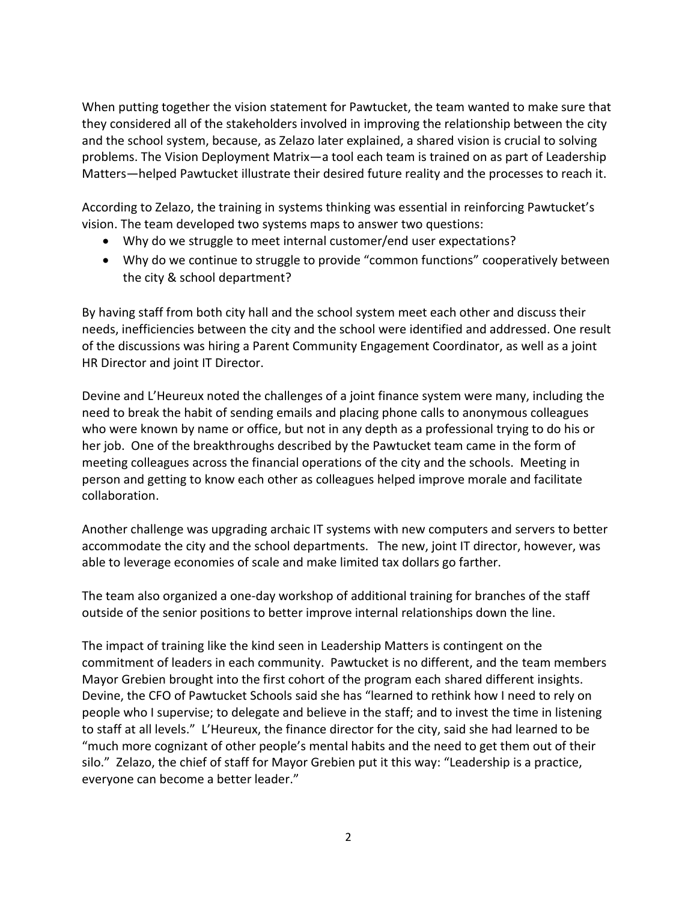When putting together the vision statement for Pawtucket, the team wanted to make sure that they considered all of the stakeholders involved in improving the relationship between the city and the school system, because, as Zelazo later explained, a shared vision is crucial to solving problems. The Vision Deployment Matrix—a tool each team is trained on as part of Leadership Matters—helped Pawtucket illustrate their desired future reality and the processes to reach it.

According to Zelazo, the training in systems thinking was essential in reinforcing Pawtucket's vision. The team developed two systems maps to answer two questions:

- Why do we struggle to meet internal customer/end user expectations?
- Why do we continue to struggle to provide "common functions" cooperatively between the city & school department?

By having staff from both city hall and the school system meet each other and discuss their needs, inefficiencies between the city and the school were identified and addressed. One result of the discussions was hiring a Parent Community Engagement Coordinator, as well as a joint HR Director and joint IT Director.

Devine and L'Heureux noted the challenges of a joint finance system were many, including the need to break the habit of sending emails and placing phone calls to anonymous colleagues who were known by name or office, but not in any depth as a professional trying to do his or her job. One of the breakthroughs described by the Pawtucket team came in the form of meeting colleagues across the financial operations of the city and the schools. Meeting in person and getting to know each other as colleagues helped improve morale and facilitate collaboration.

Another challenge was upgrading archaic IT systems with new computers and servers to better accommodate the city and the school departments. The new, joint IT director, however, was able to leverage economies of scale and make limited tax dollars go farther.

The team also organized a one-day workshop of additional training for branches of the staff outside of the senior positions to better improve internal relationships down the line.

The impact of training like the kind seen in Leadership Matters is contingent on the commitment of leaders in each community. Pawtucket is no different, and the team members Mayor Grebien brought into the first cohort of the program each shared different insights. Devine, the CFO of Pawtucket Schools said she has "learned to rethink how I need to rely on people who I supervise; to delegate and believe in the staff; and to invest the time in listening to staff at all levels." L'Heureux, the finance director for the city, said she had learned to be "much more cognizant of other people's mental habits and the need to get them out of their silo." Zelazo, the chief of staff for Mayor Grebien put it this way: "Leadership is a practice, everyone can become a better leader."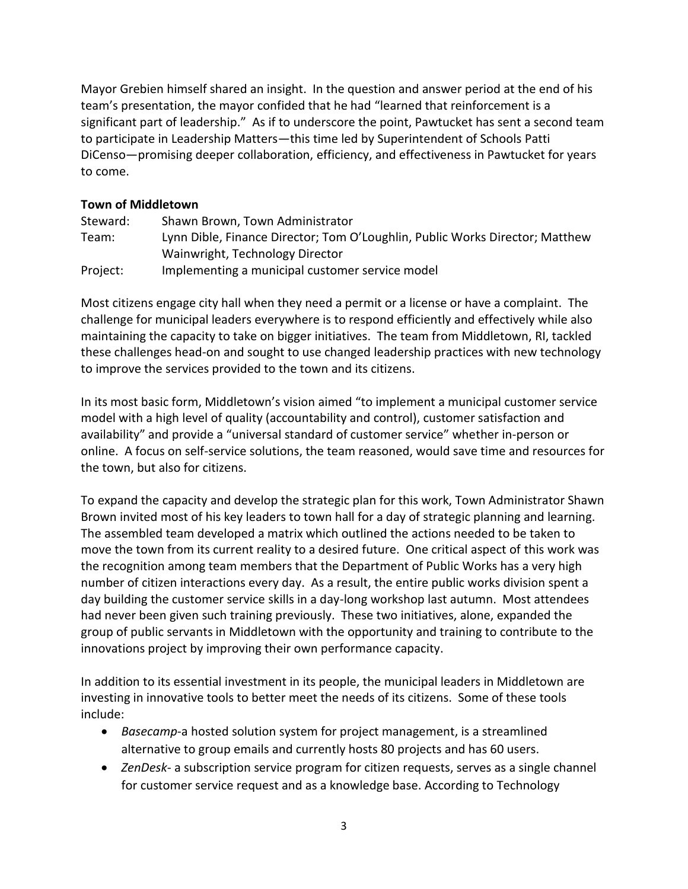Mayor Grebien himself shared an insight. In the question and answer period at the end of his team's presentation, the mayor confided that he had "learned that reinforcement is a significant part of leadership." As if to underscore the point, Pawtucket has sent a second team to participate in Leadership Matters—this time led by Superintendent of Schools Patti DiCenso—promising deeper collaboration, efficiency, and effectiveness in Pawtucket for years to come.

**Town of Middletown**

| | |
|---|---|
| Steward: | Shawn Brown, Town Administrator |
| Team: | Lynn Dible, Finance Director; Tom O'Loughlin, Public Works Director; Matthew Wainwright, Technology Director |
| Project: | Implementing a municipal customer service model |

Most citizens engage city hall when they need a permit or a license or have a complaint. The challenge for municipal leaders everywhere is to respond efficiently and effectively while also maintaining the capacity to take on bigger initiatives. The team from Middletown, RI, tackled these challenges head-on and sought to use changed leadership practices with new technology to improve the services provided to the town and its citizens.

In its most basic form, Middletown's vision aimed "to implement a municipal customer service model with a high level of quality (accountability and control), customer satisfaction and availability" and provide a "universal standard of customer service" whether in-person or online. A focus on self-service solutions, the team reasoned, would save time and resources for the town, but also for citizens.

To expand the capacity and develop the strategic plan for this work, Town Administrator Shawn Brown invited most of his key leaders to town hall for a day of strategic planning and learning. The assembled team developed a matrix which outlined the actions needed to be taken to move the town from its current reality to a desired future. One critical aspect of this work was the recognition among team members that the Department of Public Works has a very high number of citizen interactions every day. As a result, the entire public works division spent a day building the customer service skills in a day-long workshop last autumn. Most attendees had never been given such training previously. These two initiatives, alone, expanded the group of public servants in Middletown with the opportunity and training to contribute to the innovations project by improving their own performance capacity.

In addition to its essential investment in its people, the municipal leaders in Middletown are investing in innovative tools to better meet the needs of its citizens. Some of these tools include:

- *Basecamp*-a hosted solution system for project management, is a streamlined alternative to group emails and currently hosts 80 projects and has 60 users.
- *ZenDesk*- a subscription service program for citizen requests, serves as a single channel for customer service request and as a knowledge base. According to Technology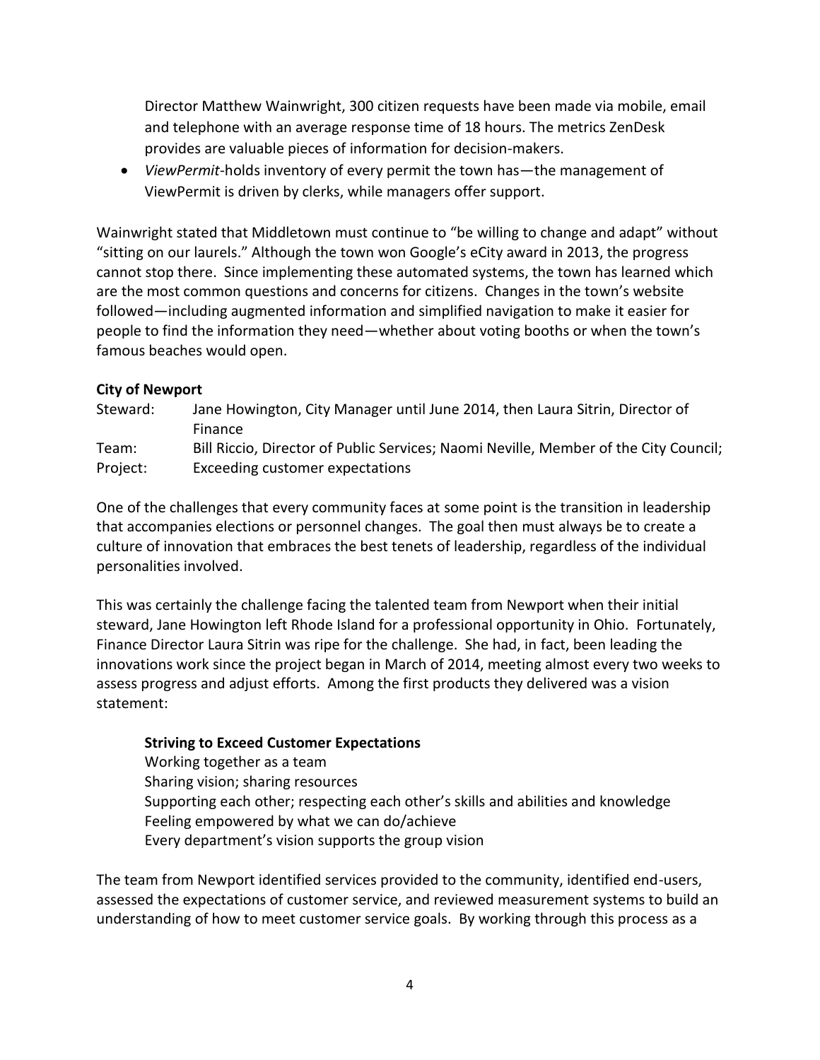Director Matthew Wainwright, 300 citizen requests have been made via mobile, email and telephone with an average response time of 18 hours. The metrics ZenDesk provides are valuable pieces of information for decision-makers.

- *ViewPermit*-holds inventory of every permit the town has—the management of ViewPermit is driven by clerks, while managers offer support.

Wainwright stated that Middletown must continue to "be willing to change and adapt" without "sitting on our laurels." Although the town won Google's eCity award in 2013, the progress cannot stop there. Since implementing these automated systems, the town has learned which are the most common questions and concerns for citizens. Changes in the town's website followed—including augmented information and simplified navigation to make it easier for people to find the information they need—whether about voting booths or when the town's famous beaches would open.

**City of Newport**

| | |
|---|---|
| Steward: | Jane Howington, City Manager until June 2014, then Laura Sitrin, Director of Finance |
| Team: | Bill Riccio, Director of Public Services; Naomi Neville, Member of the City Council; |
| Project: | Exceeding customer expectations |

One of the challenges that every community faces at some point is the transition in leadership that accompanies elections or personnel changes. The goal then must always be to create a culture of innovation that embraces the best tenets of leadership, regardless of the individual personalities involved.

This was certainly the challenge facing the talented team from Newport when their initial steward, Jane Howington left Rhode Island for a professional opportunity in Ohio. Fortunately, Finance Director Laura Sitrin was ripe for the challenge. She had, in fact, been leading the innovations work since the project began in March of 2014, meeting almost every two weeks to assess progress and adjust efforts. Among the first products they delivered was a vision statement:

> **Striving to Exceed Customer Expectations**
> Working together as a team
> Sharing vision; sharing resources
> Supporting each other; respecting each other's skills and abilities and knowledge
> Feeling empowered by what we can do/achieve
> Every department's vision supports the group vision

The team from Newport identified services provided to the community, identified end-users, assessed the expectations of customer service, and reviewed measurement systems to build an understanding of how to meet customer service goals. By working through this process as a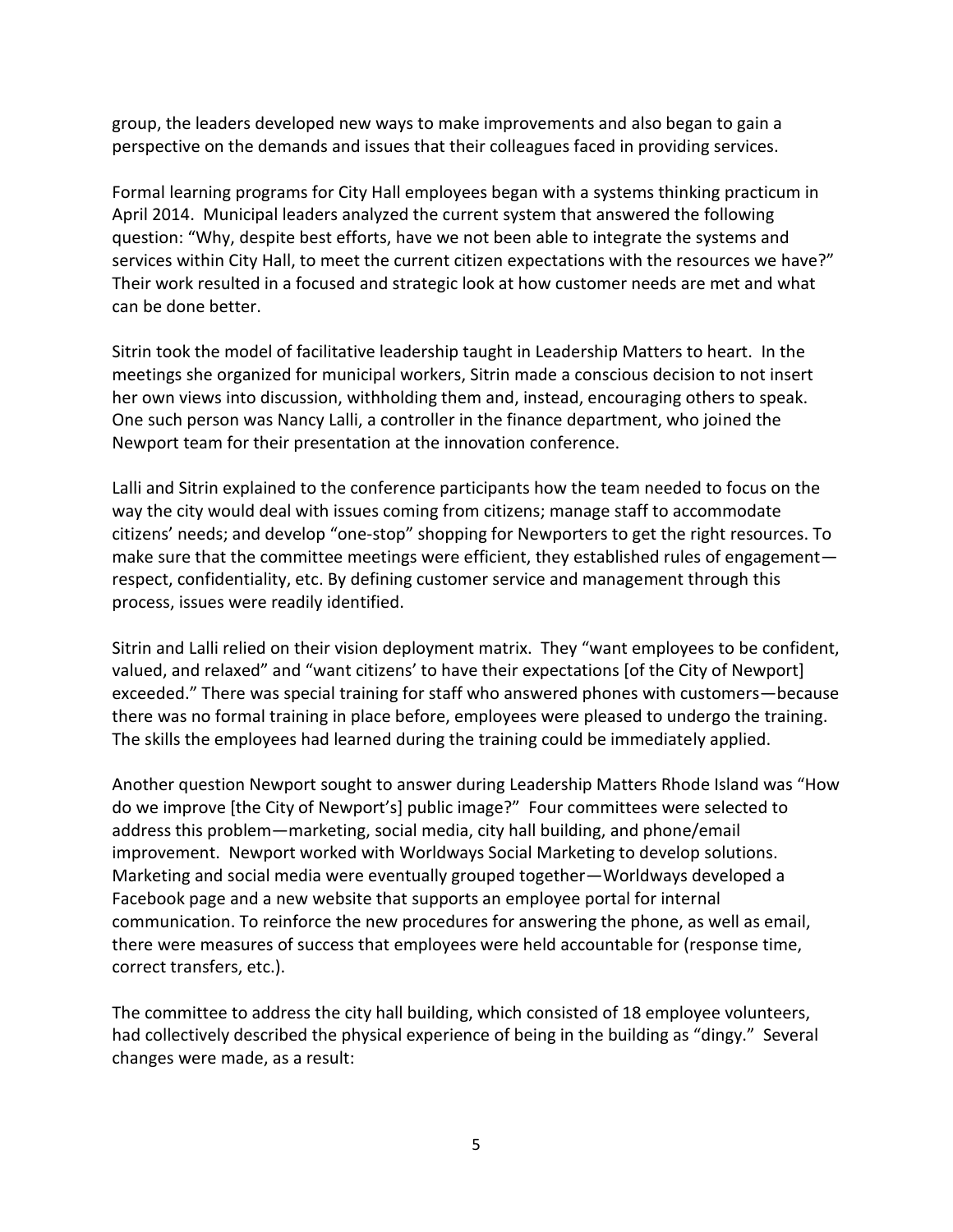group, the leaders developed new ways to make improvements and also began to gain a perspective on the demands and issues that their colleagues faced in providing services.

Formal learning programs for City Hall employees began with a systems thinking practicum in April 2014. Municipal leaders analyzed the current system that answered the following question: "Why, despite best efforts, have we not been able to integrate the systems and services within City Hall, to meet the current citizen expectations with the resources we have?" Their work resulted in a focused and strategic look at how customer needs are met and what can be done better.

Sitrin took the model of facilitative leadership taught in Leadership Matters to heart. In the meetings she organized for municipal workers, Sitrin made a conscious decision to not insert her own views into discussion, withholding them and, instead, encouraging others to speak. One such person was Nancy Lalli, a controller in the finance department, who joined the Newport team for their presentation at the innovation conference.

Lalli and Sitrin explained to the conference participants how the team needed to focus on the way the city would deal with issues coming from citizens; manage staff to accommodate citizens' needs; and develop "one-stop" shopping for Newporters to get the right resources. To make sure that the committee meetings were efficient, they established rules of engagement—respect, confidentiality, etc. By defining customer service and management through this process, issues were readily identified.

Sitrin and Lalli relied on their vision deployment matrix. They "want employees to be confident, valued, and relaxed" and "want citizens' to have their expectations [of the City of Newport] exceeded." There was special training for staff who answered phones with customers—because there was no formal training in place before, employees were pleased to undergo the training. The skills the employees had learned during the training could be immediately applied.

Another question Newport sought to answer during Leadership Matters Rhode Island was "How do we improve [the City of Newport's] public image?" Four committees were selected to address this problem—marketing, social media, city hall building, and phone/email improvement. Newport worked with Worldways Social Marketing to develop solutions. Marketing and social media were eventually grouped together—Worldways developed a Facebook page and a new website that supports an employee portal for internal communication. To reinforce the new procedures for answering the phone, as well as email, there were measures of success that employees were held accountable for (response time, correct transfers, etc.).

The committee to address the city hall building, which consisted of 18 employee volunteers, had collectively described the physical experience of being in the building as "dingy." Several changes were made, as a result: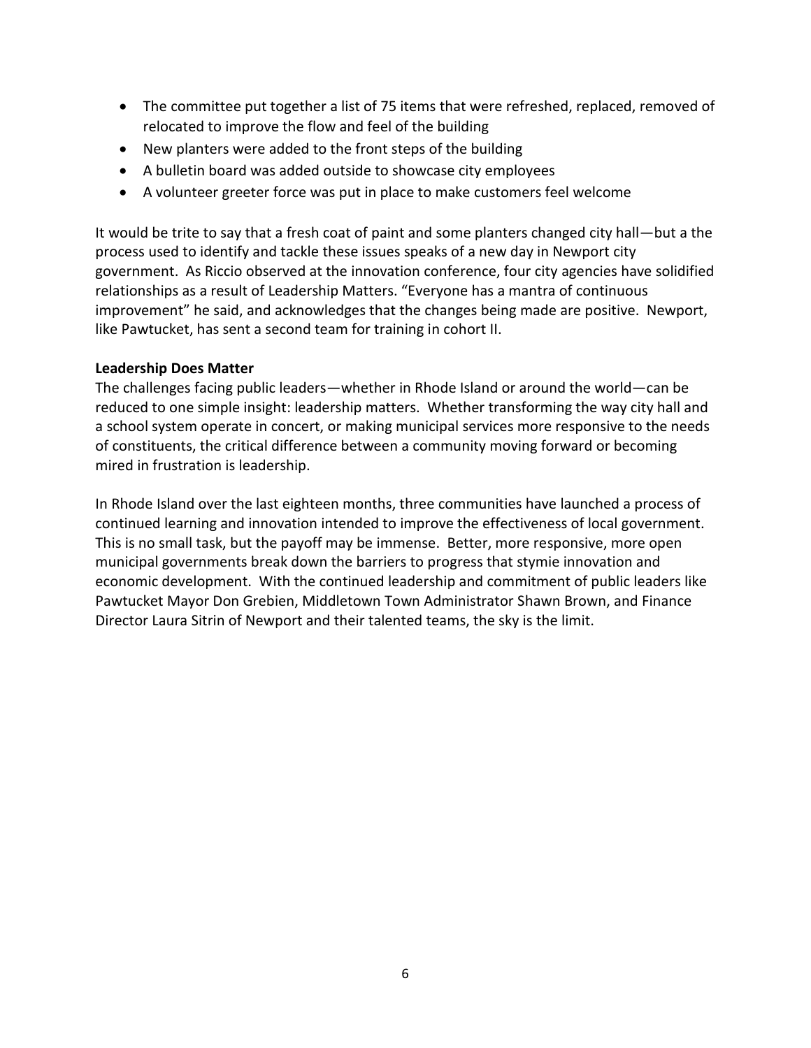- The committee put together a list of 75 items that were refreshed, replaced, removed of relocated to improve the flow and feel of the building
- New planters were added to the front steps of the building
- A bulletin board was added outside to showcase city employees
- A volunteer greeter force was put in place to make customers feel welcome

It would be trite to say that a fresh coat of paint and some planters changed city hall—but a the process used to identify and tackle these issues speaks of a new day in Newport city government. As Riccio observed at the innovation conference, four city agencies have solidified relationships as a result of Leadership Matters. "Everyone has a mantra of continuous improvement" he said, and acknowledges that the changes being made are positive. Newport, like Pawtucket, has sent a second team for training in cohort II.

**Leadership Does Matter**

The challenges facing public leaders—whether in Rhode Island or around the world—can be reduced to one simple insight: leadership matters. Whether transforming the way city hall and a school system operate in concert, or making municipal services more responsive to the needs of constituents, the critical difference between a community moving forward or becoming mired in frustration is leadership.

In Rhode Island over the last eighteen months, three communities have launched a process of continued learning and innovation intended to improve the effectiveness of local government. This is no small task, but the payoff may be immense. Better, more responsive, more open municipal governments break down the barriers to progress that stymie innovation and economic development. With the continued leadership and commitment of public leaders like Pawtucket Mayor Don Grebien, Middletown Town Administrator Shawn Brown, and Finance Director Laura Sitrin of Newport and their talented teams, the sky is the limit.